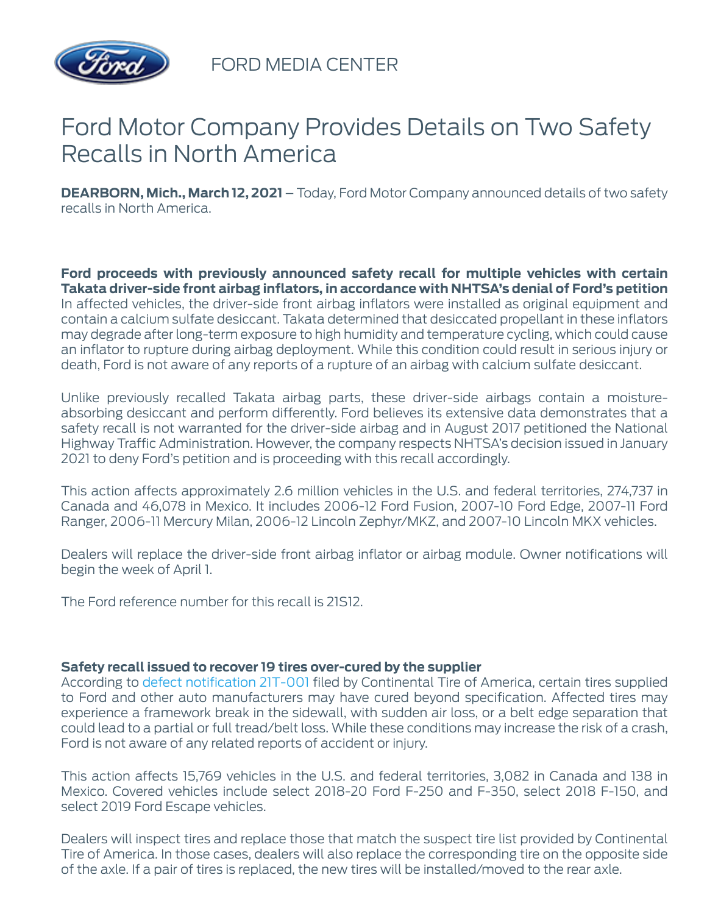FORD MEDIA CENTER

# Ford Motor Company Provides Details on Two Safety Recalls in North America

**DEARBORN, Mich., March 12, 2021** – Today, Ford Motor Company announced details of two safety recalls in North America.

**Ford proceeds with previously announced safety recall for multiple vehicles with certain Takata driver-side front airbag inflators, in accordance with NHTSA's denial of Ford's petition**
In affected vehicles, the driver-side front airbag inflators were installed as original equipment and contain a calcium sulfate desiccant. Takata determined that desiccated propellant in these inflators may degrade after long-term exposure to high humidity and temperature cycling, which could cause an inflator to rupture during airbag deployment. While this condition could result in serious injury or death, Ford is not aware of any reports of a rupture of an airbag with calcium sulfate desiccant.

Unlike previously recalled Takata airbag parts, these driver-side airbags contain a moisture-absorbing desiccant and perform differently. Ford believes its extensive data demonstrates that a safety recall is not warranted for the driver-side airbag and in August 2017 petitioned the National Highway Traffic Administration. However, the company respects NHTSA's decision issued in January 2021 to deny Ford's petition and is proceeding with this recall accordingly.

This action affects approximately 2.6 million vehicles in the U.S. and federal territories, 274,737 in Canada and 46,078 in Mexico. It includes 2006-12 Ford Fusion, 2007-10 Ford Edge, 2007-11 Ford Ranger, 2006-11 Mercury Milan, 2006-12 Lincoln Zephyr/MKZ, and 2007-10 Lincoln MKX vehicles.

Dealers will replace the driver-side front airbag inflator or airbag module. Owner notifications will begin the week of April 1.

The Ford reference number for this recall is 21S12.

**Safety recall issued to recover 19 tires over-cured by the supplier**
According to defect notification 21T-001 filed by Continental Tire of America, certain tires supplied to Ford and other auto manufacturers may have cured beyond specification. Affected tires may experience a framework break in the sidewall, with sudden air loss, or a belt edge separation that could lead to a partial or full tread/belt loss. While these conditions may increase the risk of a crash, Ford is not aware of any related reports of accident or injury.

This action affects 15,769 vehicles in the U.S. and federal territories, 3,082 in Canada and 138 in Mexico. Covered vehicles include select 2018-20 Ford F-250 and F-350, select 2018 F-150, and select 2019 Ford Escape vehicles.

Dealers will inspect tires and replace those that match the suspect tire list provided by Continental Tire of America. In those cases, dealers will also replace the corresponding tire on the opposite side of the axle. If a pair of tires is replaced, the new tires will be installed/moved to the rear axle.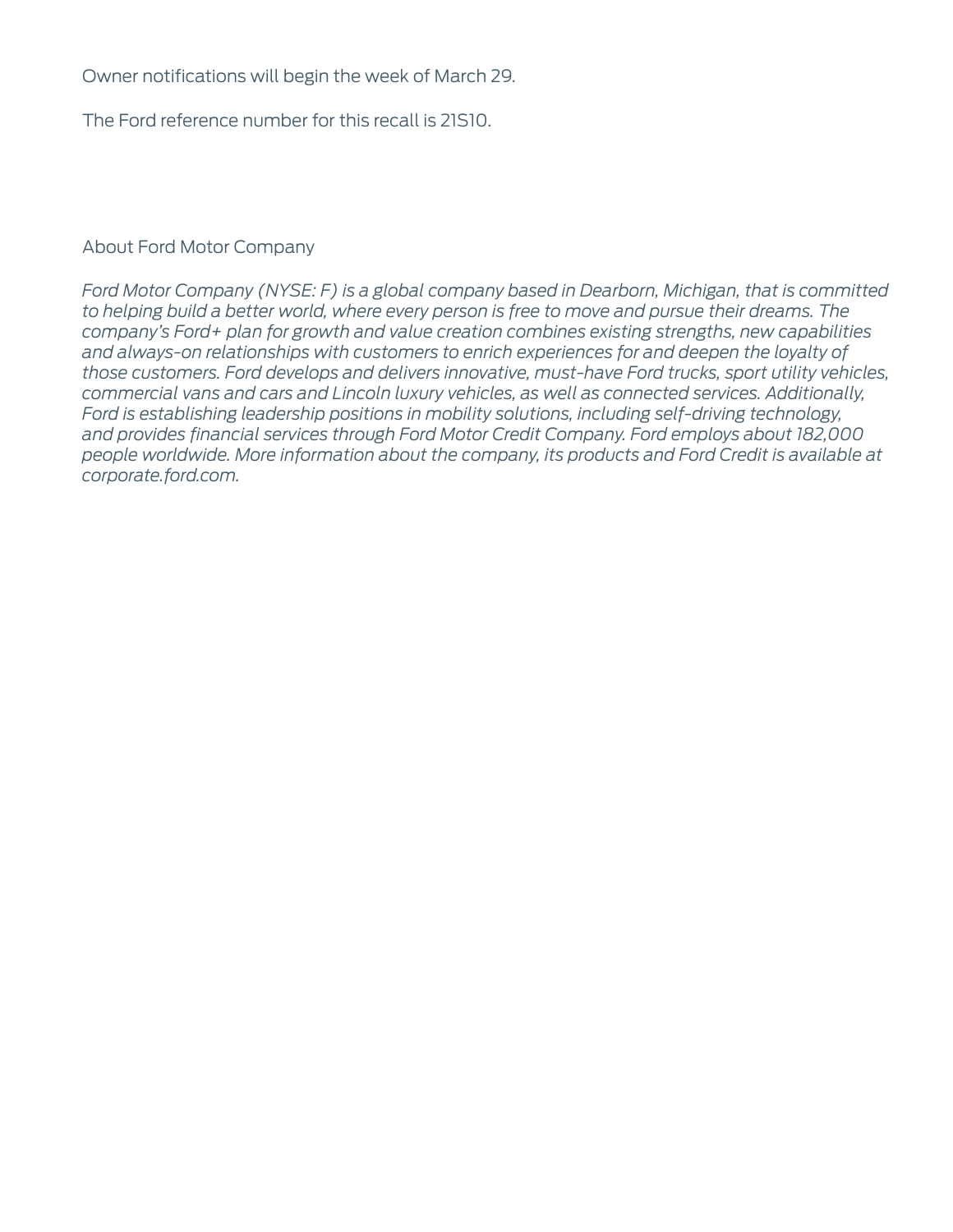Owner notifications will begin the week of March 29.

The Ford reference number for this recall is 21S10.

## About Ford Motor Company

*Ford Motor Company (NYSE: F) is a global company based in Dearborn, Michigan, that is committed to helping build a better world, where every person is free to move and pursue their dreams. The company's Ford+ plan for growth and value creation combines existing strengths, new capabilities and always-on relationships with customers to enrich experiences for and deepen the loyalty of those customers. Ford develops and delivers innovative, must-have Ford trucks, sport utility vehicles, commercial vans and cars and Lincoln luxury vehicles, as well as connected services. Additionally, Ford is establishing leadership positions in mobility solutions, including self-driving technology, and provides financial services through Ford Motor Credit Company. Ford employs about 182,000 people worldwide. More information about the company, its products and Ford Credit is available at corporate.ford.com.*